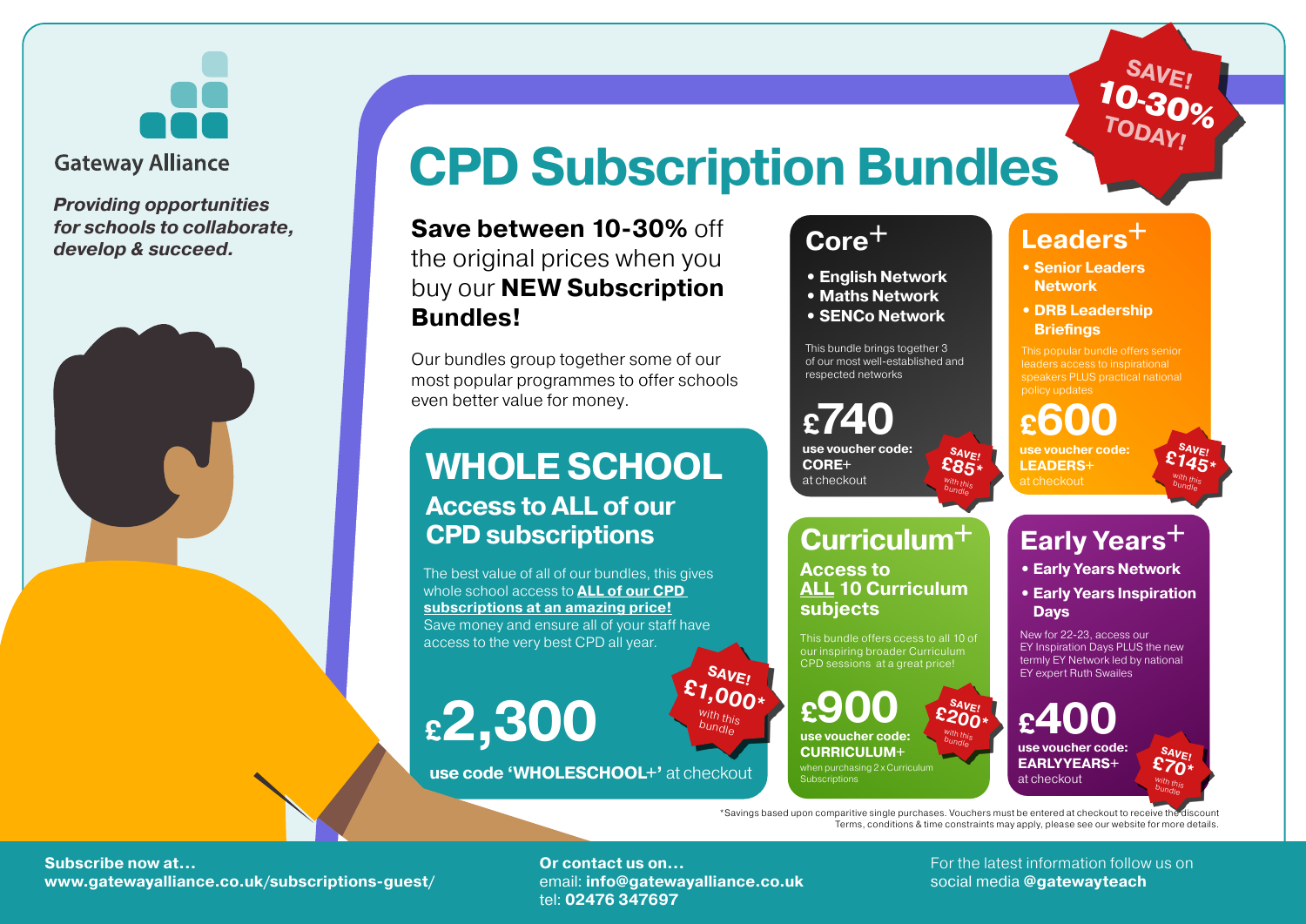Gateway Alliance

*Providing opportunities for schools to collaborate, develop & succeed.*

# CPD Subscription Bundles

SAVE! 10-30% TODAY!

**Save between 10-30%** off the original prices when you buy our **NEW Subscription Bundles!**

Our bundles group together some of our most popular programmes to offer schools even better value for money.

## WHOLE SCHOOL

### Access to ALL of our CPD subscriptions

The best value of all of our bundles, this gives whole school access to **ALL of our CPD subscriptions at an amazing price!** Save money and ensure all of your staff have access to the very best CPD all year.

**£2,300**

SAVE! £1,000* with this bundle

**use code 'WHOLESCHOOL+'** at checkout

## Core+

- **English Network**
- **Maths Network**
- **SENCo Network**

This bundle brings together 3 of our most well-established and respected networks

**£740**

**use voucher code: CORE+** at checkout

SAVE! £85* with this bundle

## Leaders+

- **Senior Leaders Network**
- **DRB Leadership Briefings**

This popular bundle offers senior leaders access to inspirational speakers PLUS practical national policy updates

**£600**

**use voucher code: LEADERS+** at checkout

SAVE! £145* with this bundle

## Curriculum+

### Access to ALL 10 Curriculum subjects

This bundle offers ccess to all 10 of our inspiring broader Curriculum CPD sessions at a great price!

**£900**

**use voucher code: CURRICULUM+** when purchasing 2 x Curriculum Subscriptions

SAVE! £200* with this bundle

## Early Years+

- **Early Years Network**
- **Early Years Inspiration Days**

New for 22-23, access our EY Inspiration Days PLUS the new termly EY Network led by national EY expert Ruth Swailes

**£400**

**use voucher code: EARLYYEARS+** at checkout

SAVE! £70* with this bundle

*Savings based upon comparitive single purchases. Vouchers must be entered at checkout to receive the discount
Terms, conditions & time constraints may apply, please see our website for more details.

**Subscribe now at...**
**www.gatewayalliance.co.uk/subscriptions-guest/**

**Or contact us on...**
email: **info@gatewayalliance.co.uk**
tel: **02476 347697**

For the latest information follow us on social media **@gatewayteach**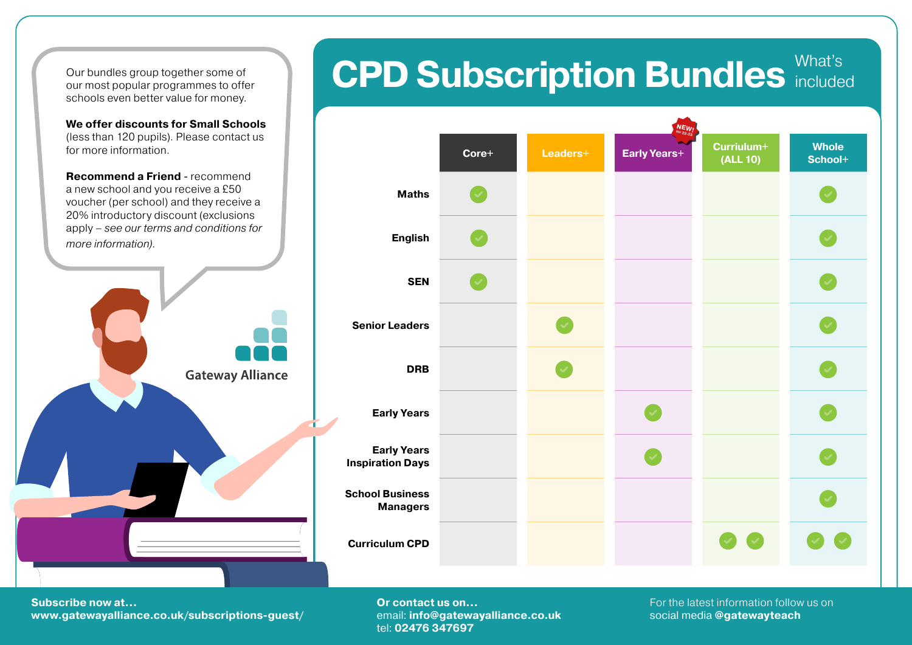Our bundles group together some of our most popular programmes to offer schools even better value for money.

**We offer discounts for Small Schools** (less than 120 pupils). Please contact us for more information.

**Recommend a Friend** - recommend a new school and you receive a £50 voucher (per school) and they receive a 20% introductory discount (exclusions apply – *see our terms and conditions for more information).*

Gateway Alliance

# CPD Subscription Bundles What's included

| | Core+ | Leaders+ | Early Years+ (NEW! for 22-23) | Curriulum+ (ALL 10) | Whole School+ |
|---|---|---|---|---|---|
| **Maths** | ✓ | | | | ✓ |
| **English** | ✓ | | | | ✓ |
| **SEN** | ✓ | | | | ✓ |
| **Senior Leaders** | | ✓ | | | ✓ |
| **DRB** | | ✓ | | | ✓ |
| **Early Years** | | | ✓ | | ✓ |
| **Early Years Inspiration Days** | | | ✓ | | ✓ |
| **School Business Managers** | | | | | ✓ |
| **Curriculum CPD** | | | | ✓ ✓ | ✓ ✓ |

**Subscribe now at…**
**www.gatewayalliance.co.uk/subscriptions-guest/**

**Or contact us on…**
email: **info@gatewayalliance.co.uk**
tel: **02476 347697**

For the latest information follow us on social media **@gatewayteach**